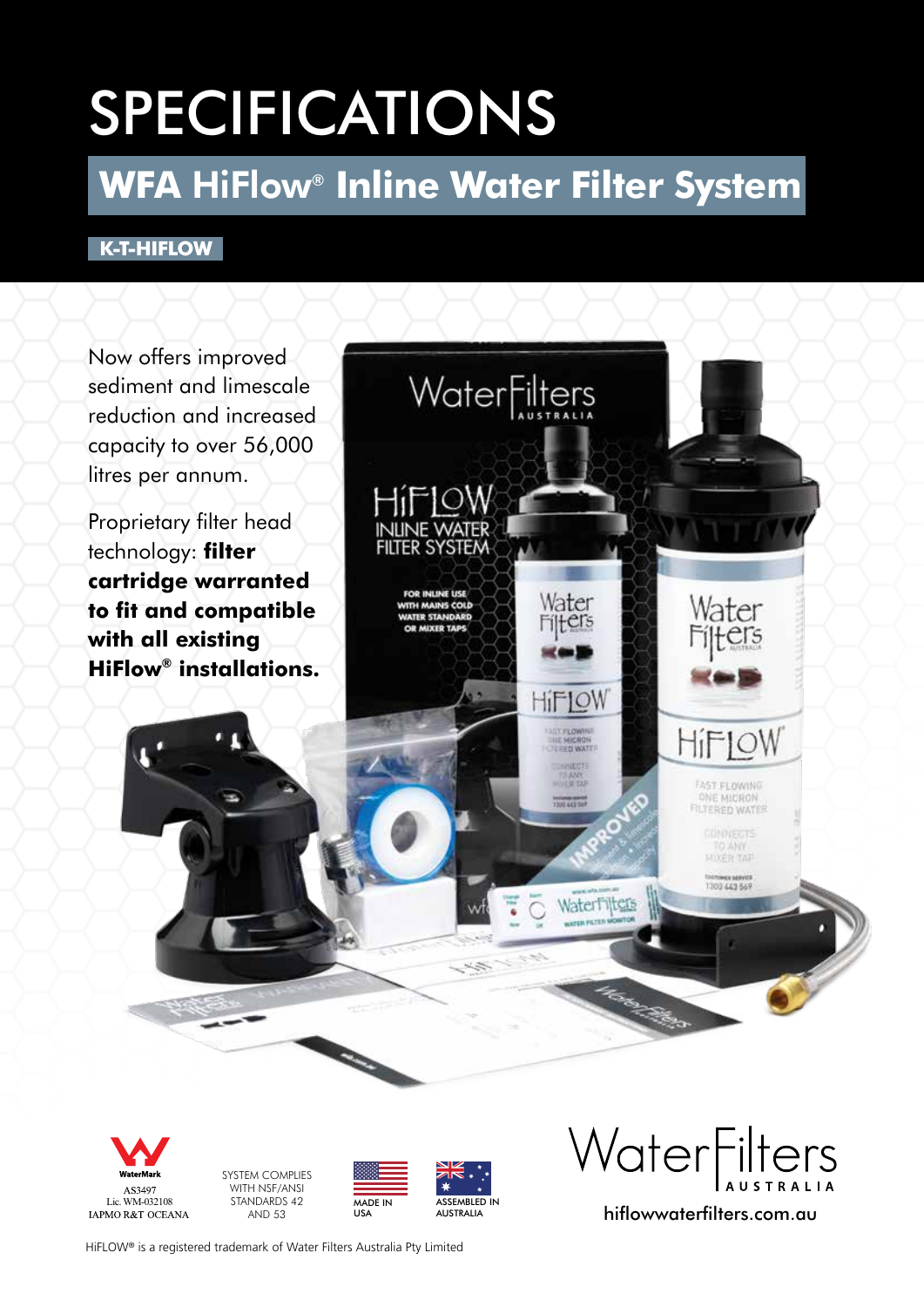# SPECIFICATIONS

## WFA HiFlow® Inline Water Filter System

**K-T-HIFLOW**

Now offers improved sediment and limescale reduction and increased capacity to over 56,000 litres per annum.

Proprietary filter head technology: **filter cartridge warranted to fit and compatible with all existing HiFlow® installations.**

WaterMark
AS3497
Lic. WM-032108
IAPMO R&T OCEANA

SYSTEM COMPLIES WITH NSF/ANSI STANDARDS 42 AND 53

MADE IN USA

ASSEMBLED IN AUSTRALIA

WaterFilters AUSTRALIA

hiflowwaterfilters.com.au

HiFLOW® is a registered trademark of Water Filters Australia Pty Limited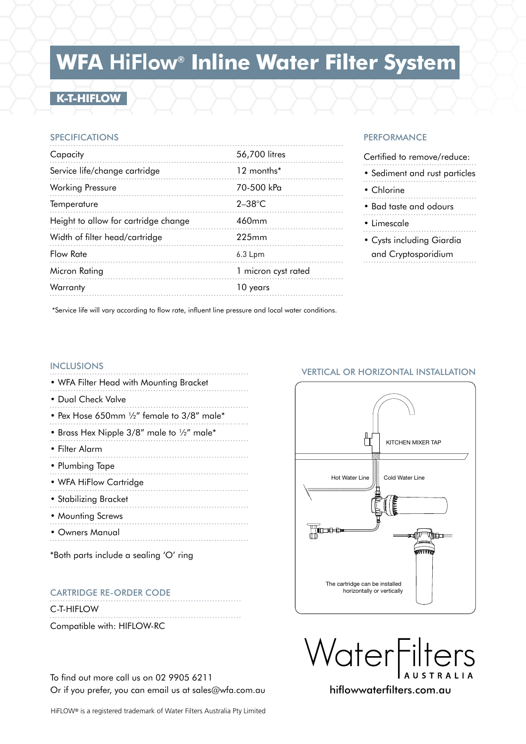# WFA HiFlow® Inline Water Filter System

**K-T-HIFLOW**

## SPECIFICATIONS

| | |
|---|---|
| Capacity | 56,700 litres |
| Service life/change cartridge | 12 months* |
| Working Pressure | 70-500 kPa |
| Temperature | 2–38°C |
| Height to allow for cartridge change | 460mm |
| Width of filter head/cartridge | 225mm |
| Flow Rate | 6.3 Lpm |
| Micron Rating | 1 micron cyst rated |
| Warranty | 10 years |

*Service life will vary according to flow rate, influent line pressure and local water conditions.

## PERFORMANCE

Certified to remove/reduce:

- Sediment and rust particles
- Chlorine
- Bad taste and odours
- Limescale
- Cysts including Giardia and Cryptosporidium

## INCLUSIONS

- WFA Filter Head with Mounting Bracket
- Dual Check Valve
- Pex Hose 650mm ½" female to 3/8" male*
- Brass Hex Nipple 3/8" male to ½" male*
- Filter Alarm
- Plumbing Tape
- WFA HiFlow Cartridge
- Stabilizing Bracket
- Mounting Screws
- Owners Manual

*Both parts include a sealing 'O' ring

## VERTICAL OR HORIZONTAL INSTALLATION

KITCHEN MIXER TAP

Hot Water Line

Cold Water Line

The cartridge can be installed horizontally or vertically

## CARTRIDGE RE-ORDER CODE

C-T-HIFLOW

Compatible with: HIFLOW-RC

To find out more call us on 02 9905 6211
Or if you prefer, you can email us at sales@wfa.com.au

WaterFilters AUSTRALIA

hiflowwaterfilters.com.au

HiFLOW® is a registered trademark of Water Filters Australia Pty Limited